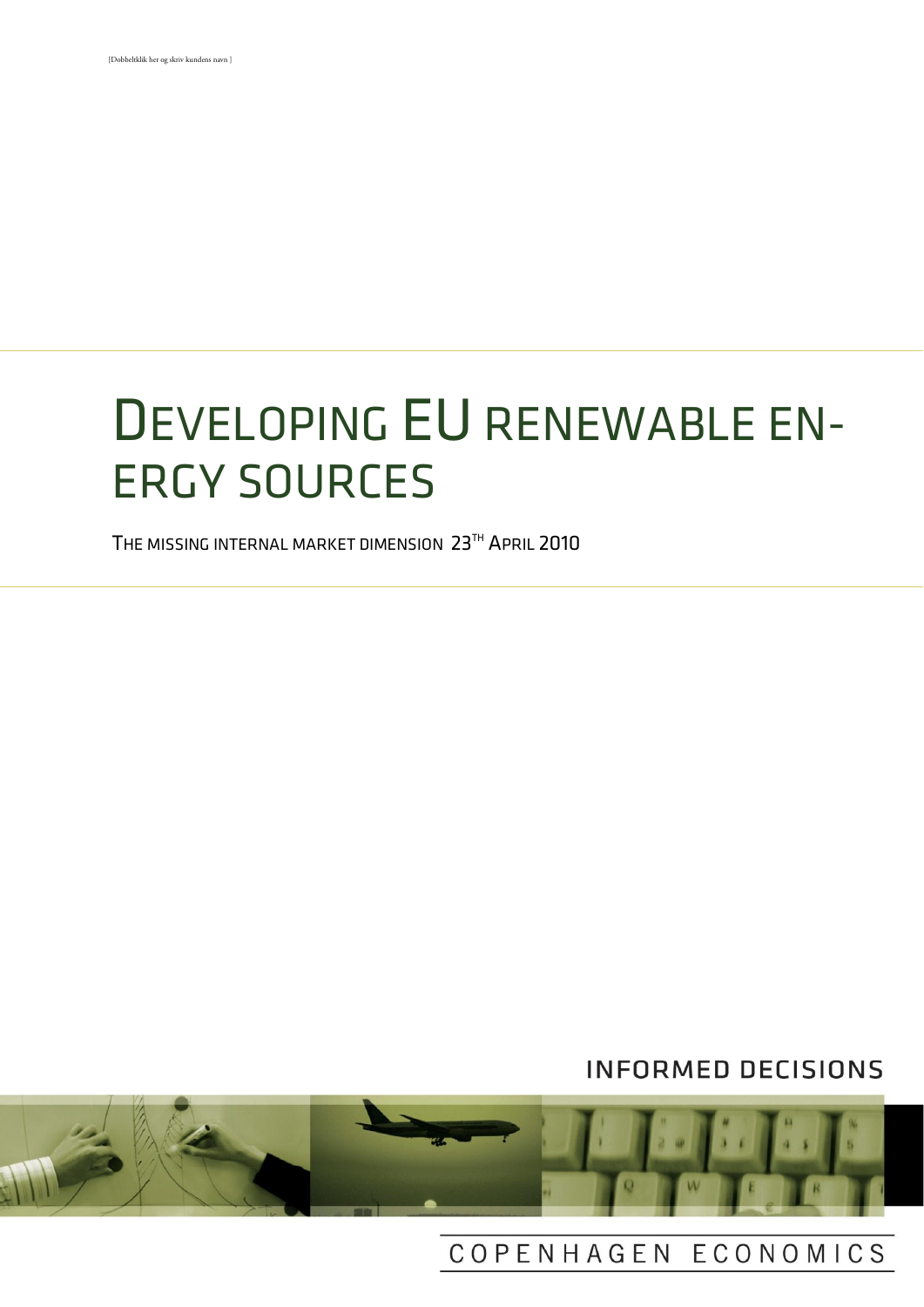[Dobbeltklik her og skriv kundens navn ]

# DEVELOPING EU RENEWABLE ENERGY SOURCES

THE MISSING INTERNAL MARKET DIMENSION 23TH APRIL 2010

INFORMED DECISIONS

COPENHAGEN ECONOMICS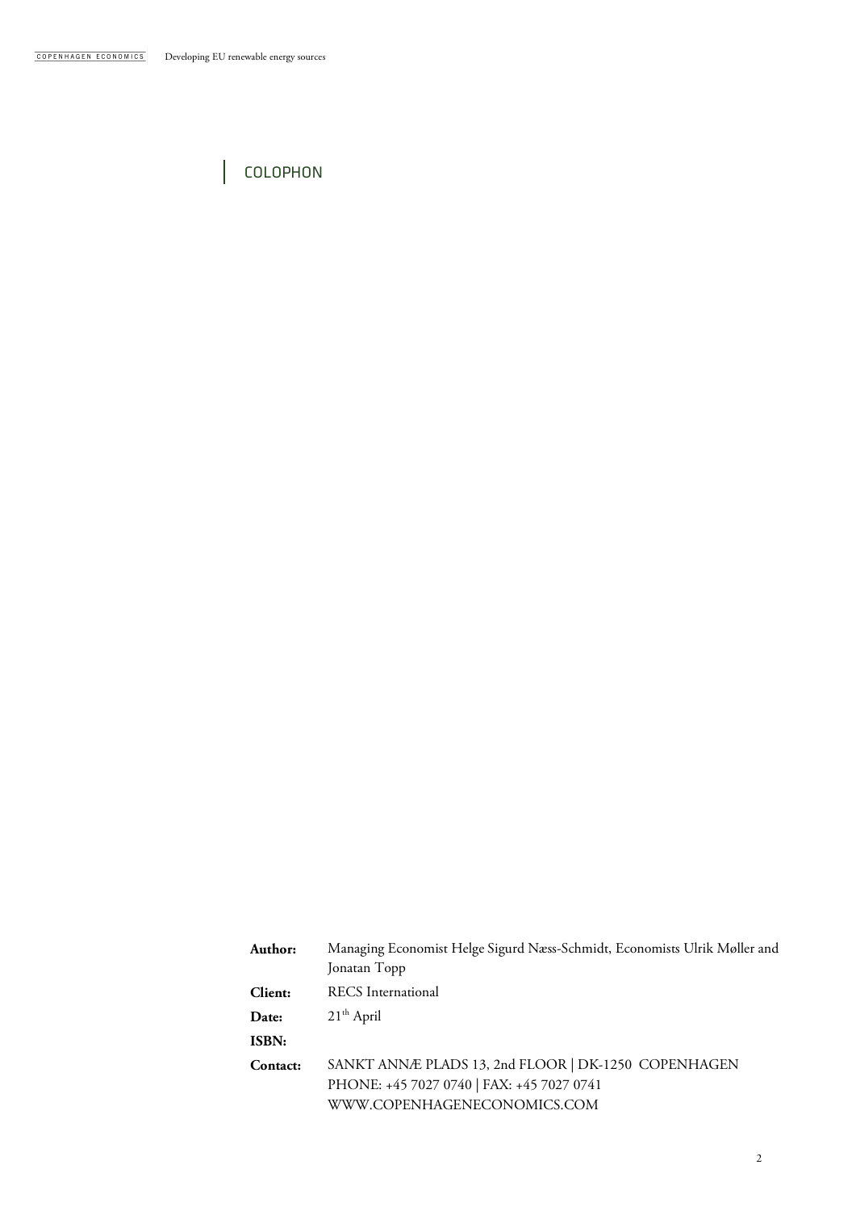## COLOPHON

| | |
|---|---|
| **Author:** | Managing Economist Helge Sigurd Næss-Schmidt, Economists Ulrik Møller and Jonatan Topp |
| **Client:** | RECS International |
| **Date:** | 21th April |
| **ISBN:** | |
| **Contact:** | SANKT ANNÆ PLADS 13, 2nd FLOOR \| DK-1250 COPENHAGEN<br>PHONE: +45 7027 0740 \| FAX: +45 7027 0741<br>WWW.COPENHAGENECONOMICS.COM |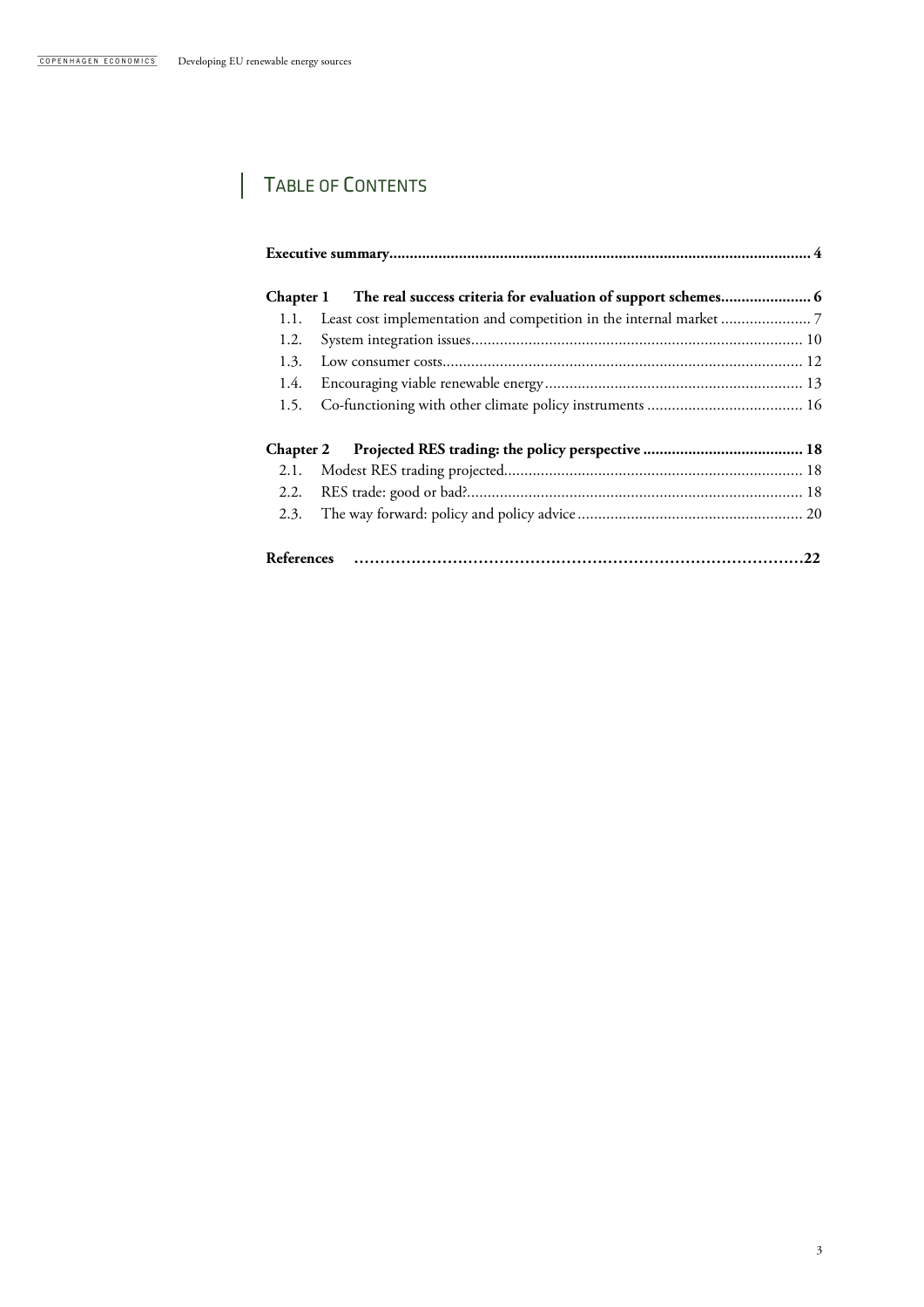# Table of Contents

**Executive summary ..... 4**

**Chapter 1 The real success criteria for evaluation of support schemes ..... 6**

1.1. Least cost implementation and competition in the internal market ..... 7
1.2. System integration issues ..... 10
1.3. Low consumer costs ..... 12
1.4. Encouraging viable renewable energy ..... 13
1.5. Co-functioning with other climate policy instruments ..... 16

**Chapter 2 Projected RES trading: the policy perspective ..... 18**

2.1. Modest RES trading projected ..... 18
2.2. RES trade: good or bad? ..... 18
2.3. The way forward: policy and policy advice ..... 20

**References ..... 22**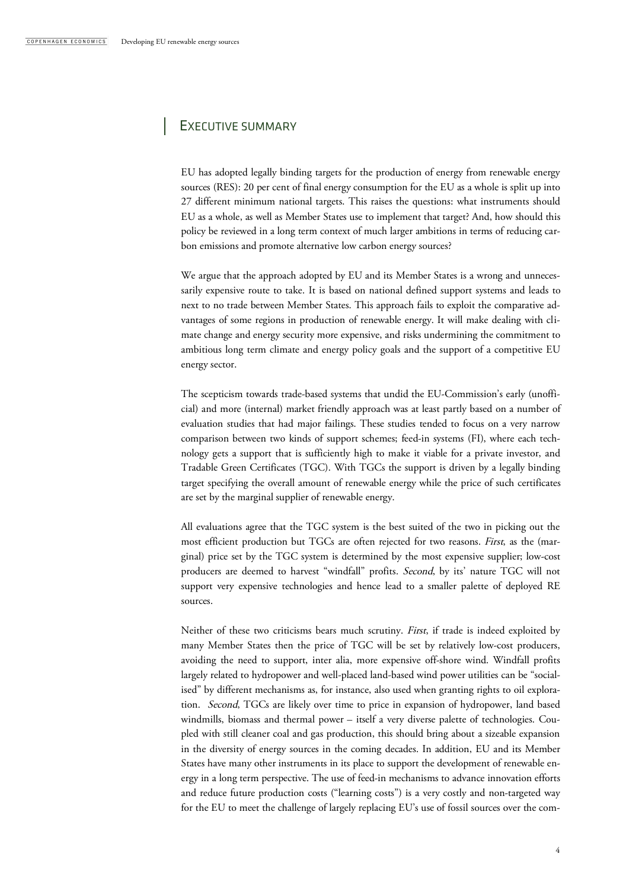# Executive summary

EU has adopted legally binding targets for the production of energy from renewable energy sources (RES): 20 per cent of final energy consumption for the EU as a whole is split up into 27 different minimum national targets. This raises the questions: what instruments should EU as a whole, as well as Member States use to implement that target? And, how should this policy be reviewed in a long term context of much larger ambitions in terms of reducing carbon emissions and promote alternative low carbon energy sources?

We argue that the approach adopted by EU and its Member States is a wrong and unnecessarily expensive route to take. It is based on national defined support systems and leads to next to no trade between Member States. This approach fails to exploit the comparative advantages of some regions in production of renewable energy. It will make dealing with climate change and energy security more expensive, and risks undermining the commitment to ambitious long term climate and energy policy goals and the support of a competitive EU energy sector.

The scepticism towards trade-based systems that undid the EU-Commission's early (unofficial) and more (internal) market friendly approach was at least partly based on a number of evaluation studies that had major failings. These studies tended to focus on a very narrow comparison between two kinds of support schemes; feed-in systems (FI), where each technology gets a support that is sufficiently high to make it viable for a private investor, and Tradable Green Certificates (TGC). With TGCs the support is driven by a legally binding target specifying the overall amount of renewable energy while the price of such certificates are set by the marginal supplier of renewable energy.

All evaluations agree that the TGC system is the best suited of the two in picking out the most efficient production but TGCs are often rejected for two reasons. *First*, as the (marginal) price set by the TGC system is determined by the most expensive supplier; low-cost producers are deemed to harvest "windfall" profits. *Second*, by its' nature TGC will not support very expensive technologies and hence lead to a smaller palette of deployed RE sources.

Neither of these two criticisms bears much scrutiny. *First*, if trade is indeed exploited by many Member States then the price of TGC will be set by relatively low-cost producers, avoiding the need to support, inter alia, more expensive off-shore wind. Windfall profits largely related to hydropower and well-placed land-based wind power utilities can be "socialised" by different mechanisms as, for instance, also used when granting rights to oil exploration. *Second*, TGCs are likely over time to price in expansion of hydropower, land based windmills, biomass and thermal power – itself a very diverse palette of technologies. Coupled with still cleaner coal and gas production, this should bring about a sizeable expansion in the diversity of energy sources in the coming decades. In addition, EU and its Member States have many other instruments in its place to support the development of renewable energy in a long term perspective. The use of feed-in mechanisms to advance innovation efforts and reduce future production costs ("learning costs") is a very costly and non-targeted way for the EU to meet the challenge of largely replacing EU's use of fossil sources over the com-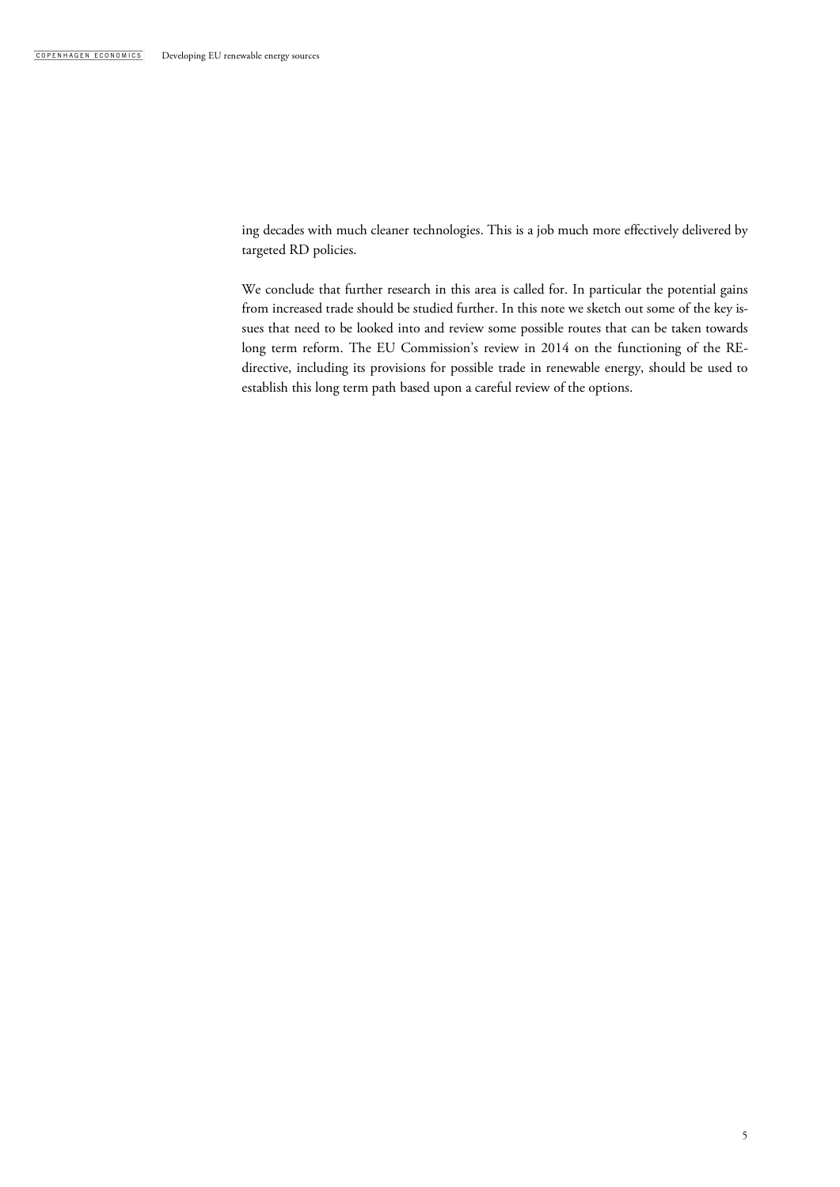ing decades with much cleaner technologies. This is a job much more effectively delivered by targeted RD policies.

We conclude that further research in this area is called for. In particular the potential gains from increased trade should be studied further. In this note we sketch out some of the key issues that need to be looked into and review some possible routes that can be taken towards long term reform. The EU Commission's review in 2014 on the functioning of the RE-directive, including its provisions for possible trade in renewable energy, should be used to establish this long term path based upon a careful review of the options.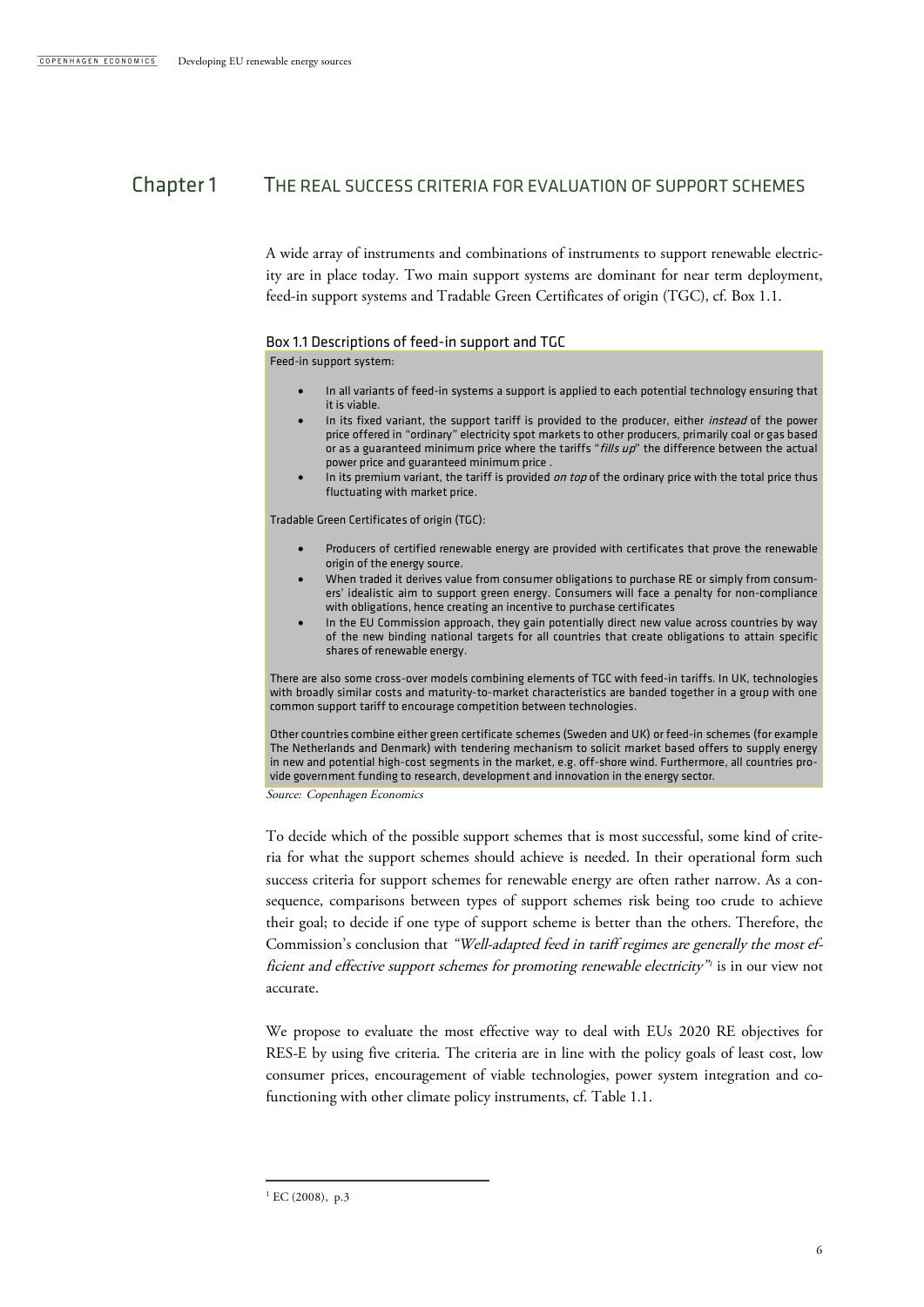# Chapter 1 THE REAL SUCCESS CRITERIA FOR EVALUATION OF SUPPORT SCHEMES

A wide array of instruments and combinations of instruments to support renewable electricity are in place today. Two main support systems are dominant for near term deployment, feed-in support systems and Tradable Green Certificates of origin (TGC), cf. Box 1.1.

### Box 1.1 Descriptions of feed-in support and TGC

Feed-in support system:

- In all variants of feed-in systems a support is applied to each potential technology ensuring that it is viable.
- In its fixed variant, the support tariff is provided to the producer, either *instead* of the power price offered in "ordinary" electricity spot markets to other producers, primarily coal or gas based or as a guaranteed minimum price where the tariffs "*fills up*" the difference between the actual power price and guaranteed minimum price .
- In its premium variant, the tariff is provided *on top* of the ordinary price with the total price thus fluctuating with market price.

Tradable Green Certificates of origin (TGC):

- Producers of certified renewable energy are provided with certificates that prove the renewable origin of the energy source.
- When traded it derives value from consumer obligations to purchase RE or simply from consumers' idealistic aim to support green energy. Consumers will face a penalty for non-compliance with obligations, hence creating an incentive to purchase certificates
- In the EU Commission approach, they gain potentially direct new value across countries by way of the new binding national targets for all countries that create obligations to attain specific shares of renewable energy.

There are also some cross-over models combining elements of TGC with feed-in tariffs. In UK, technologies with broadly similar costs and maturity-to-market characteristics are banded together in a group with one common support tariff to encourage competition between technologies.

Other countries combine either green certificate schemes (Sweden and UK) or feed-in schemes (for example The Netherlands and Denmark) with tendering mechanism to solicit market based offers to supply energy in new and potential high-cost segments in the market, e.g. off-shore wind. Furthermore, all countries provide government funding to research, development and innovation in the energy sector.

*Source: Copenhagen Economics*

To decide which of the possible support schemes that is most successful, some kind of criteria for what the support schemes should achieve is needed. In their operational form such success criteria for support schemes for renewable energy are often rather narrow. As a consequence, comparisons between types of support schemes risk being too crude to achieve their goal; to decide if one type of support scheme is better than the others. Therefore, the Commission's conclusion that *"Well-adapted feed in tariff regimes are generally the most efficient and effective support schemes for promoting renewable electricity"*[1] is in our view not accurate.

We propose to evaluate the most effective way to deal with EUs 2020 RE objectives for RES-E by using five criteria. The criteria are in line with the policy goals of least cost, low consumer prices, encouragement of viable technologies, power system integration and co-functioning with other climate policy instruments, cf. Table 1.1.

---

[1] EC (2008), p.3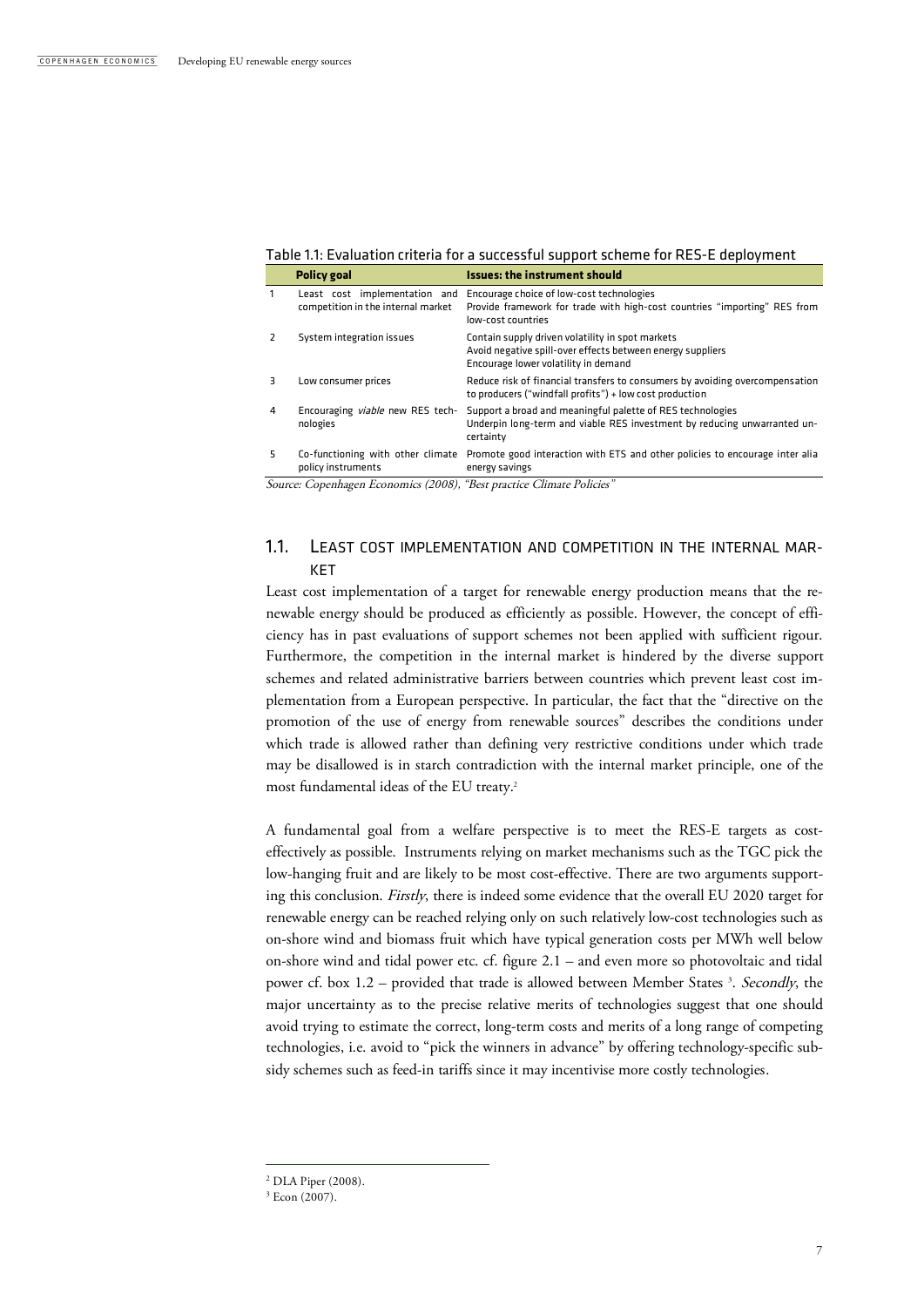Table 1.1: Evaluation criteria for a successful support scheme for RES-E deployment

| | Policy goal | Issues: the instrument should |
|---|---|---|
| 1 | Least cost implementation and competition in the internal market | Encourage choice of low-cost technologies<br>Provide framework for trade with high-cost countries "importing" RES from low-cost countries |
| 2 | System integration issues | Contain supply driven volatility in spot markets<br>Avoid negative spill-over effects between energy suppliers<br>Encourage lower volatility in demand |
| 3 | Low consumer prices | Reduce risk of financial transfers to consumers by avoiding overcompensation to producers ("windfall profits") + low cost production |
| 4 | Encouraging *viable* new RES technologies | Support a broad and meaningful palette of RES technologies<br>Underpin long-term and viable RES investment by reducing unwarranted uncertainty |
| 5 | Co-functioning with other climate policy instruments | Promote good interaction with ETS and other policies to encourage inter alia energy savings |

*Source: Copenhagen Economics (2008), "Best practice Climate Policies"*

## 1.1. LEAST COST IMPLEMENTATION AND COMPETITION IN THE INTERNAL MARKET

Least cost implementation of a target for renewable energy production means that the renewable energy should be produced as efficiently as possible. However, the concept of efficiency has in past evaluations of support schemes not been applied with sufficient rigour. Furthermore, the competition in the internal market is hindered by the diverse support schemes and related administrative barriers between countries which prevent least cost implementation from a European perspective. In particular, the fact that the "directive on the promotion of the use of energy from renewable sources" describes the conditions under which trade is allowed rather than defining very restrictive conditions under which trade may be disallowed is in starch contradiction with the internal market principle, one of the most fundamental ideas of the EU treaty.[2]

A fundamental goal from a welfare perspective is to meet the RES-E targets as cost-effectively as possible. Instruments relying on market mechanisms such as the TGC pick the low-hanging fruit and are likely to be most cost-effective. There are two arguments supporting this conclusion. *Firstly*, there is indeed some evidence that the overall EU 2020 target for renewable energy can be reached relying only on such relatively low-cost technologies such as on-shore wind and biomass fruit which have typical generation costs per MWh well below on-shore wind and tidal power etc. cf. figure 2.1 – and even more so photovoltaic and tidal power cf. box 1.2 – provided that trade is allowed between Member States [3]. *Secondly*, the major uncertainty as to the precise relative merits of technologies suggest that one should avoid trying to estimate the correct, long-term costs and merits of a long range of competing technologies, i.e. avoid to "pick the winners in advance" by offering technology-specific subsidy schemes such as feed-in tariffs since it may incentivise more costly technologies.

[2] DLA Piper (2008).

[3] Econ (2007).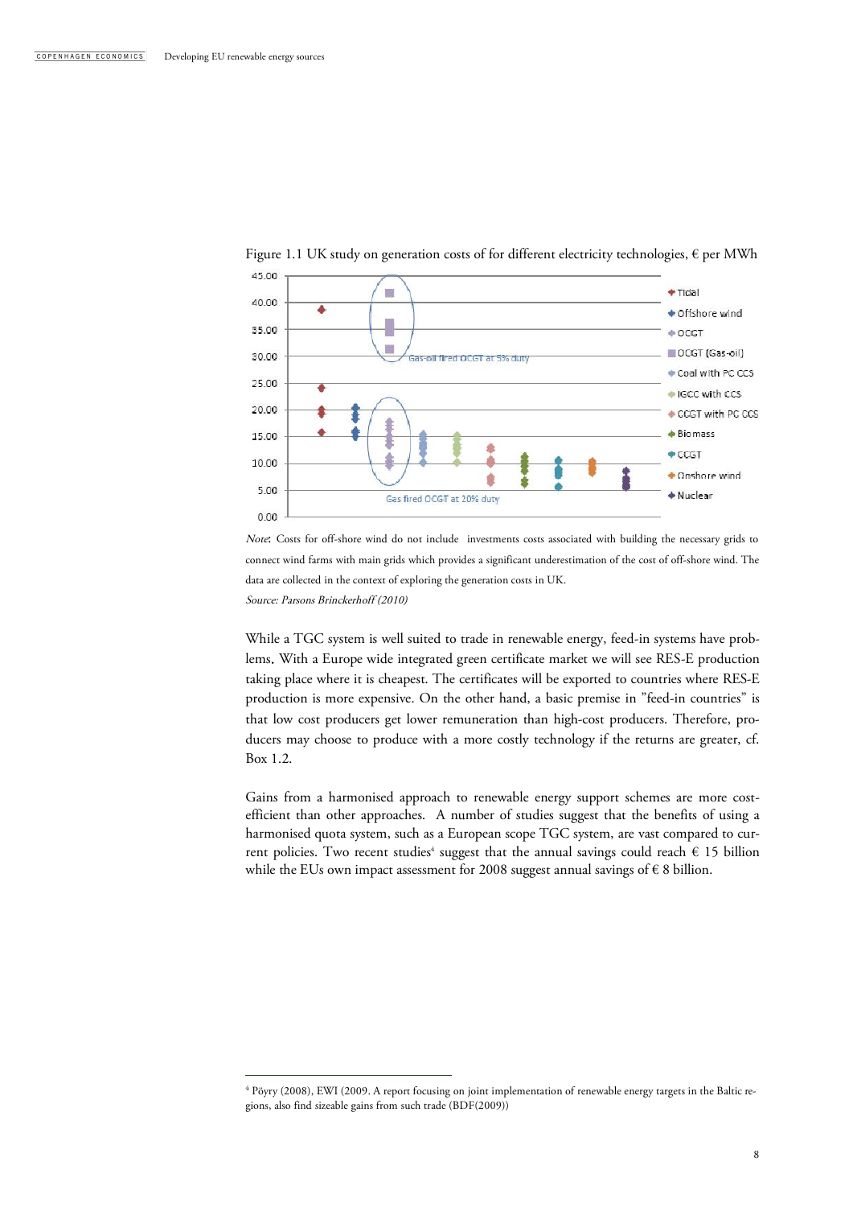Figure 1.1 UK study on generation costs of for different electricity technologies, € per MWh

*Note*: Costs for off-shore wind do not include investments costs associated with building the necessary grids to connect wind farms with main grids which provides a significant underestimation of the cost of off-shore wind. The data are collected in the context of exploring the generation costs in UK.

*Source: Parsons Brinckerhoff (2010)*

While a TGC system is well suited to trade in renewable energy, feed-in systems have problems. With a Europe wide integrated green certificate market we will see RES-E production taking place where it is cheapest. The certificates will be exported to countries where RES-E production is more expensive. On the other hand, a basic premise in "feed-in countries" is that low cost producers get lower remuneration than high-cost producers. Therefore, producers may choose to produce with a more costly technology if the returns are greater, cf. Box 1.2.

Gains from a harmonised approach to renewable energy support schemes are more cost-efficient than other approaches. A number of studies suggest that the benefits of using a harmonised quota system, such as a European scope TGC system, are vast compared to current policies. Two recent studies[4] suggest that the annual savings could reach € 15 billion while the EUs own impact assessment for 2008 suggest annual savings of € 8 billion.

[4] Pöyry (2008), EWI (2009. A report focusing on joint implementation of renewable energy targets in the Baltic regions, also find sizeable gains from such trade (BDF(2009))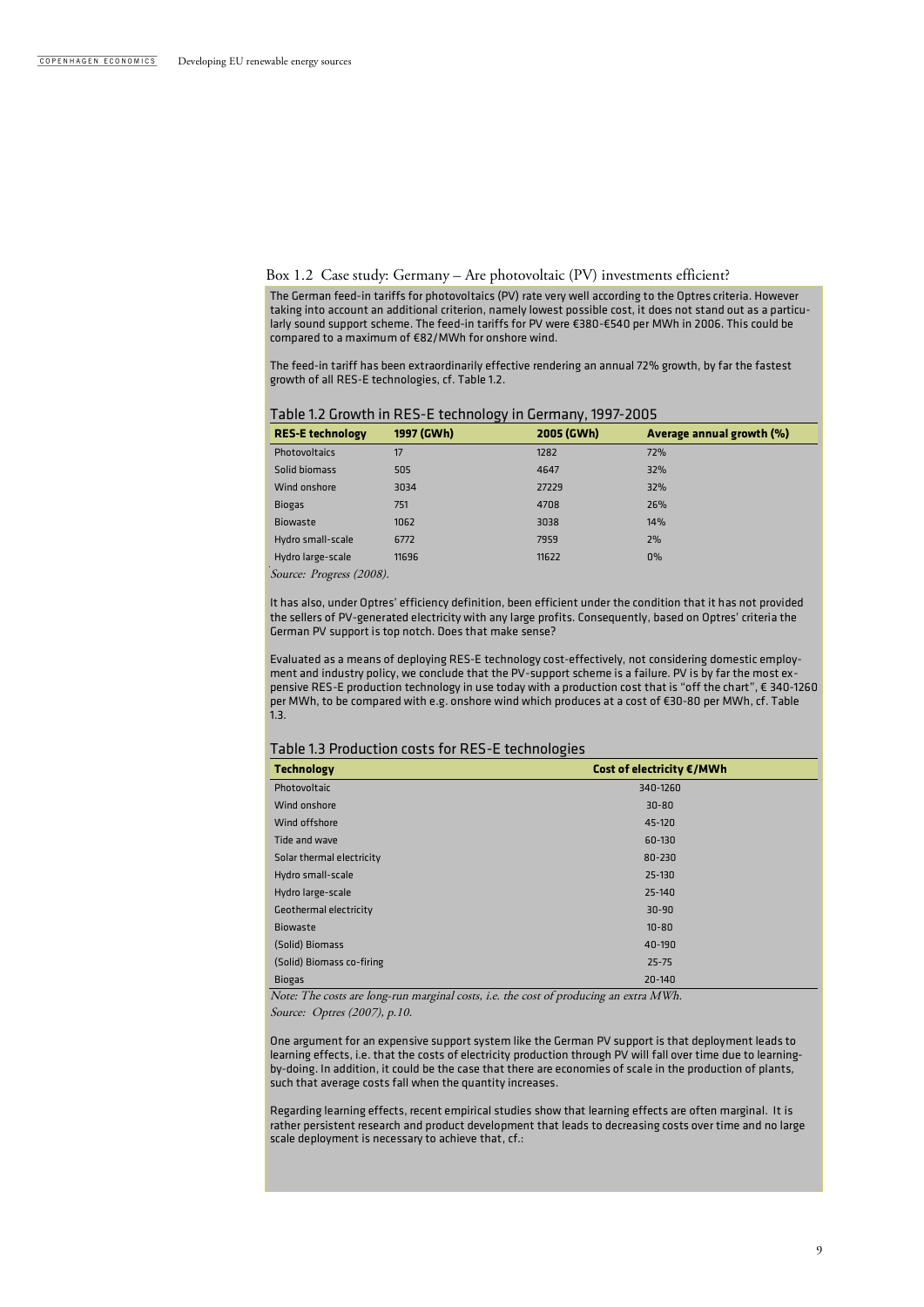### Box 1.2 Case study: Germany – Are photovoltaic (PV) investments efficient?

The German feed-in tariffs for photovoltaics (PV) rate very well according to the Optres criteria. However taking into account an additional criterion, namely lowest possible cost, it does not stand out as a particularly sound support scheme. The feed-in tariffs for PV were €380-€540 per MWh in 2006. This could be compared to a maximum of €82/MWh for onshore wind.

The feed-in tariff has been extraordinarily effective rendering an annual 72% growth, by far the fastest growth of all RES-E technologies, cf. Table 1.2.

Table 1.2 Growth in RES-E technology in Germany, 1997-2005

| RES-E technology | 1997 (GWh) | 2005 (GWh) | Average annual growth (%) |
|---|---|---|---|
| Photovoltaics | 17 | 1282 | 72% |
| Solid biomass | 505 | 4647 | 32% |
| Wind onshore | 3034 | 27229 | 32% |
| Biogas | 751 | 4708 | 26% |
| Biowaste | 1062 | 3038 | 14% |
| Hydro small-scale | 6772 | 7959 | 2% |
| Hydro large-scale | 11696 | 11622 | 0% |

*Source: Progress (2008).*

It has also, under Optres' efficiency definition, been efficient under the condition that it has not provided the sellers of PV-generated electricity with any large profits. Consequently, based on Optres' criteria the German PV support is top notch. Does that make sense?

Evaluated as a means of deploying RES-E technology cost-effectively, not considering domestic employment and industry policy, we conclude that the PV-support scheme is a failure. PV is by far the most expensive RES-E production technology in use today with a production cost that is "off the chart", € 340-1260 per MWh, to be compared with e.g. onshore wind which produces at a cost of €30-80 per MWh, cf. Table 1.3.

Table 1.3 Production costs for RES-E technologies

| Technology | Cost of electricity €/MWh |
|---|---|
| Photovoltaic | 340-1260 |
| Wind onshore | 30-80 |
| Wind offshore | 45-120 |
| Tide and wave | 60-130 |
| Solar thermal electricity | 80-230 |
| Hydro small-scale | 25-130 |
| Hydro large-scale | 25-140 |
| Geothermal electricity | 30-90 |
| Biowaste | 10-80 |
| (Solid) Biomass | 40-190 |
| (Solid) Biomass co-firing | 25-75 |
| Biogas | 20-140 |

*Note: The costs are long-run marginal costs, i.e. the cost of producing an extra MWh.*
*Source: Optres (2007), p.10.*

One argument for an expensive support system like the German PV support is that deployment leads to learning effects, i.e. that the costs of electricity production through PV will fall over time due to learning-by-doing. In addition, it could be the case that there are economies of scale in the production of plants, such that average costs fall when the quantity increases.

Regarding learning effects, recent empirical studies show that learning effects are often marginal. It is rather persistent research and product development that leads to decreasing costs over time and no large scale deployment is necessary to achieve that, cf.: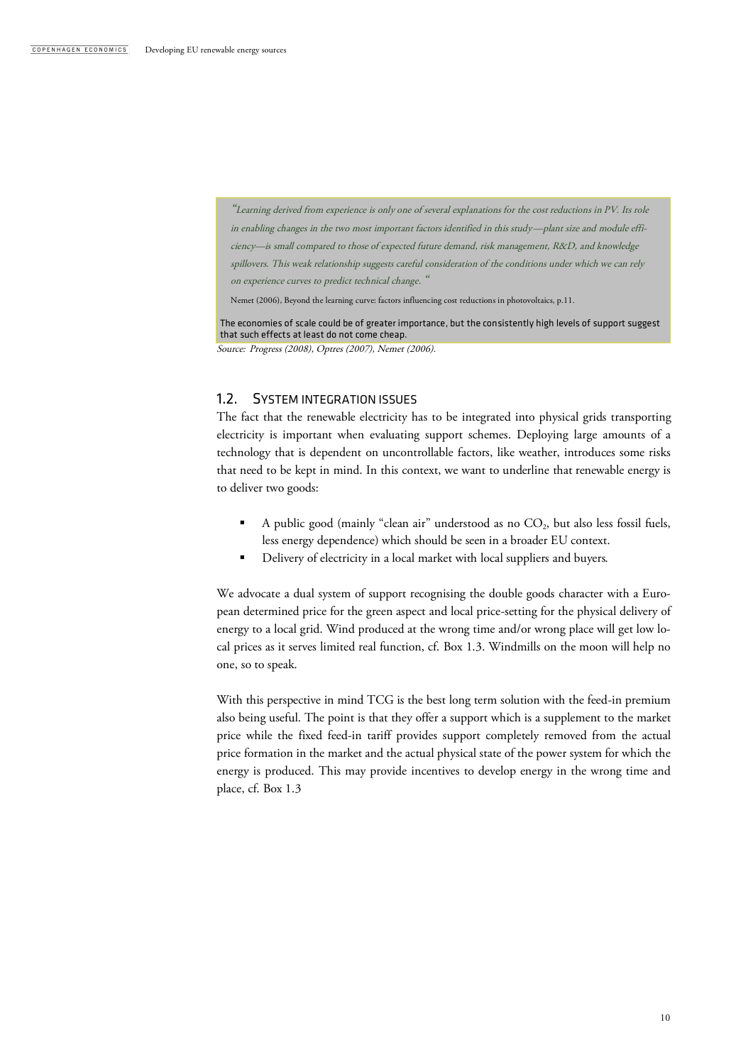*"Learning derived from experience is only one of several explanations for the cost reductions in PV. Its role in enabling changes in the two most important factors identified in this study—plant size and module efficiency—is small compared to those of expected future demand, risk management, R&D, and knowledge spillovers. This weak relationship suggests careful consideration of the conditions under which we can rely on experience curves to predict technical change. "*

Nemet (2006), Beyond the learning curve: factors influencing cost reductions in photovoltaics, p.11.

The economies of scale could be of greater importance, but the consistently high levels of support suggest that such effects at least do not come cheap.

*Source: Progress (2008), Optres (2007), Nemet (2006).*

## 1.2. System integration issues

The fact that the renewable electricity has to be integrated into physical grids transporting electricity is important when evaluating support schemes. Deploying large amounts of a technology that is dependent on uncontrollable factors, like weather, introduces some risks that need to be kept in mind. In this context, we want to underline that renewable energy is to deliver two goods:

- A public good (mainly "clean air" understood as no $CO_2$, but also less fossil fuels, less energy dependence) which should be seen in a broader EU context.
- Delivery of electricity in a local market with local suppliers and buyers.

We advocate a dual system of support recognising the double goods character with a European determined price for the green aspect and local price-setting for the physical delivery of energy to a local grid. Wind produced at the wrong time and/or wrong place will get low local prices as it serves limited real function, cf. Box 1.3. Windmills on the moon will help no one, so to speak.

With this perspective in mind TCG is the best long term solution with the feed-in premium also being useful. The point is that they offer a support which is a supplement to the market price while the fixed feed-in tariff provides support completely removed from the actual price formation in the market and the actual physical state of the power system for which the energy is produced. This may provide incentives to develop energy in the wrong time and place, cf. Box 1.3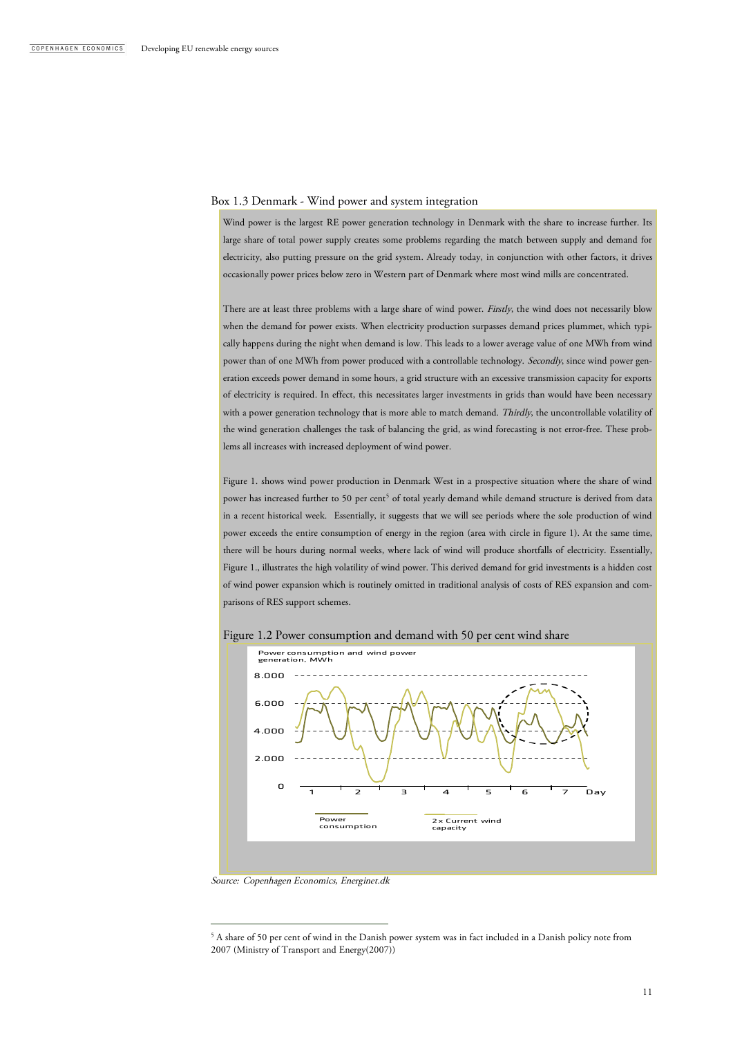Box 1.3 Denmark - Wind power and system integration

Wind power is the largest RE power generation technology in Denmark with the share to increase further. Its large share of total power supply creates some problems regarding the match between supply and demand for electricity, also putting pressure on the grid system. Already today, in conjunction with other factors, it drives occasionally power prices below zero in Western part of Denmark where most wind mills are concentrated.

There are at least three problems with a large share of wind power. *Firstly*, the wind does not necessarily blow when the demand for power exists. When electricity production surpasses demand prices plummet, which typically happens during the night when demand is low. This leads to a lower average value of one MWh from wind power than of one MWh from power produced with a controllable technology. *Secondly*, since wind power generation exceeds power demand in some hours, a grid structure with an excessive transmission capacity for exports of electricity is required. In effect, this necessitates larger investments in grids than would have been necessary with a power generation technology that is more able to match demand. *Thirdly*, the uncontrollable volatility of the wind generation challenges the task of balancing the grid, as wind forecasting is not error-free. These problems all increases with increased deployment of wind power.

Figure 1. shows wind power production in Denmark West in a prospective situation where the share of wind power has increased further to 50 per cent[5] of total yearly demand while demand structure is derived from data in a recent historical week. Essentially, it suggests that we will see periods where the sole production of wind power exceeds the entire consumption of energy in the region (area with circle in figure 1). At the same time, there will be hours during normal weeks, where lack of wind will produce shortfalls of electricity. Essentially, Figure 1., illustrates the high volatility of wind power. This derived demand for grid investments is a hidden cost of wind power expansion which is routinely omitted in traditional analysis of costs of RES expansion and comparisons of RES support schemes.

Figure 1.2 Power consumption and demand with 50 per cent wind share

*Source: Copenhagen Economics, Energinet.dk*

[5] A share of 50 per cent of wind in the Danish power system was in fact included in a Danish policy note from 2007 (Ministry of Transport and Energy(2007))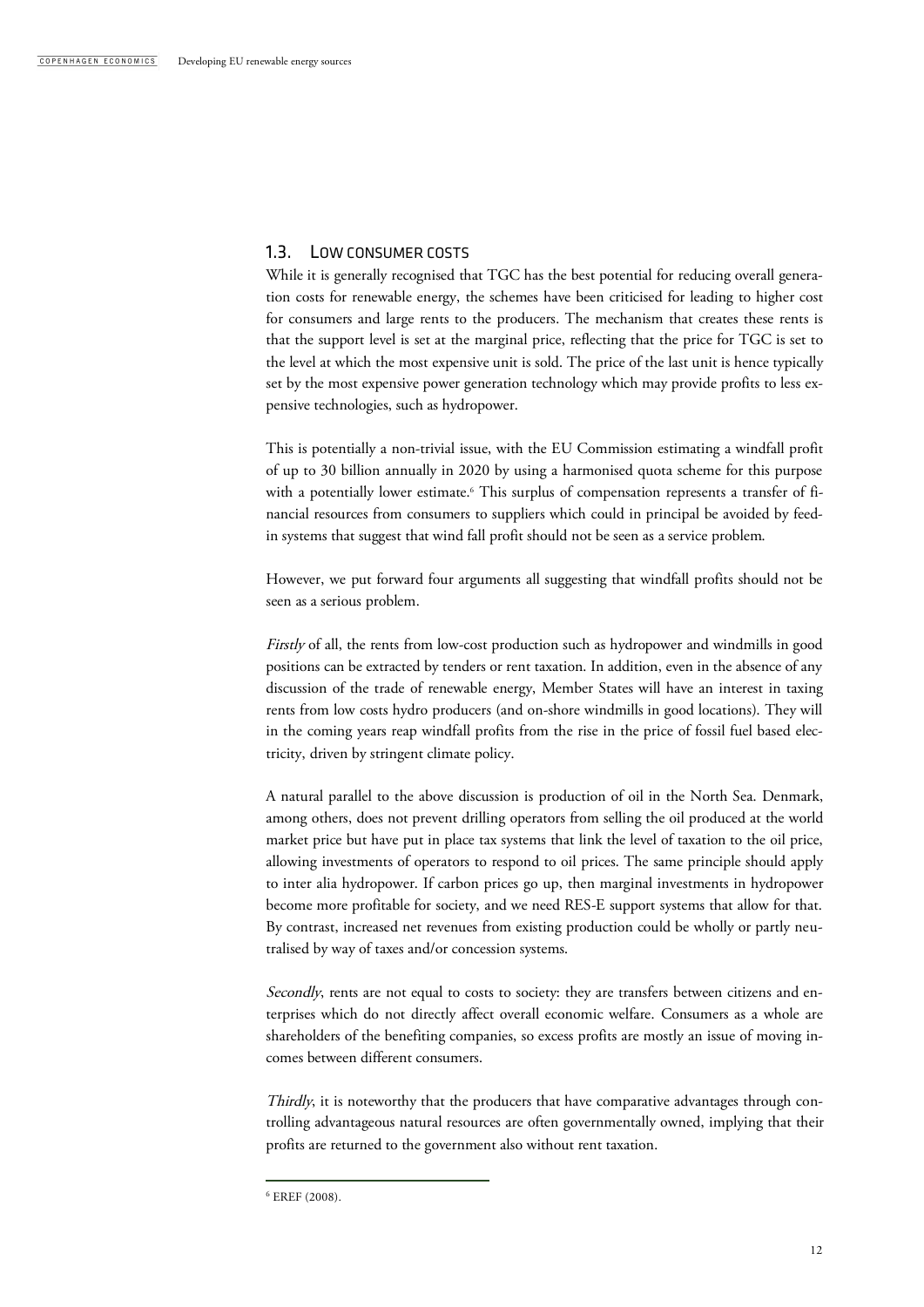## 1.3. Low consumer costs

While it is generally recognised that TGC has the best potential for reducing overall generation costs for renewable energy, the schemes have been criticised for leading to higher cost for consumers and large rents to the producers. The mechanism that creates these rents is that the support level is set at the marginal price, reflecting that the price for TGC is set to the level at which the most expensive unit is sold. The price of the last unit is hence typically set by the most expensive power generation technology which may provide profits to less expensive technologies, such as hydropower.

This is potentially a non-trivial issue, with the EU Commission estimating a windfall profit of up to 30 billion annually in 2020 by using a harmonised quota scheme for this purpose with a potentially lower estimate.[6] This surplus of compensation represents a transfer of financial resources from consumers to suppliers which could in principal be avoided by feed-in systems that suggest that wind fall profit should not be seen as a service problem.

However, we put forward four arguments all suggesting that windfall profits should not be seen as a serious problem.

*Firstly* of all, the rents from low-cost production such as hydropower and windmills in good positions can be extracted by tenders or rent taxation. In addition, even in the absence of any discussion of the trade of renewable energy, Member States will have an interest in taxing rents from low costs hydro producers (and on-shore windmills in good locations). They will in the coming years reap windfall profits from the rise in the price of fossil fuel based electricity, driven by stringent climate policy.

A natural parallel to the above discussion is production of oil in the North Sea. Denmark, among others, does not prevent drilling operators from selling the oil produced at the world market price but have put in place tax systems that link the level of taxation to the oil price, allowing investments of operators to respond to oil prices. The same principle should apply to inter alia hydropower. If carbon prices go up, then marginal investments in hydropower become more profitable for society, and we need RES-E support systems that allow for that. By contrast, increased net revenues from existing production could be wholly or partly neutralised by way of taxes and/or concession systems.

*Secondly*, rents are not equal to costs to society: they are transfers between citizens and enterprises which do not directly affect overall economic welfare. Consumers as a whole are shareholders of the benefiting companies, so excess profits are mostly an issue of moving incomes between different consumers.

*Thirdly*, it is noteworthy that the producers that have comparative advantages through controlling advantageous natural resources are often governmentally owned, implying that their profits are returned to the government also without rent taxation.

[6] EREF (2008).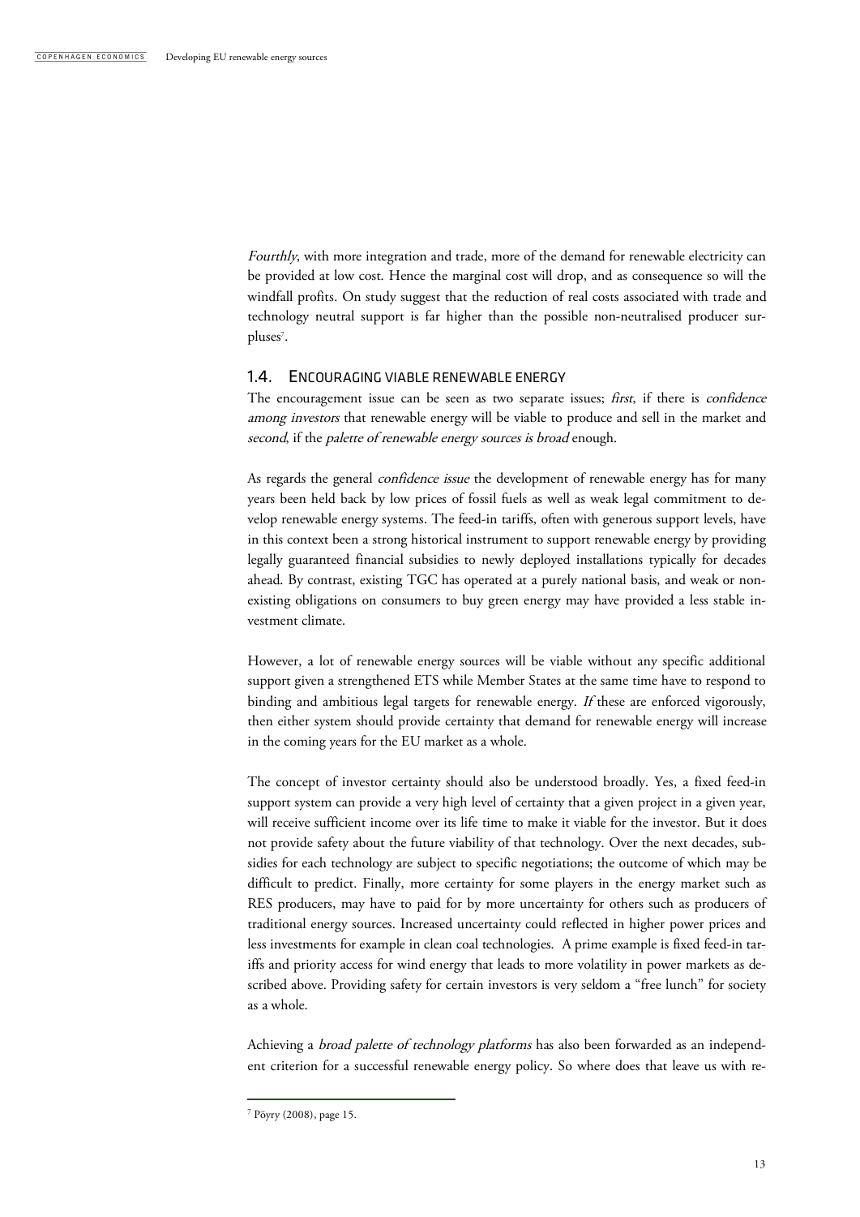*Fourthly*, with more integration and trade, more of the demand for renewable electricity can be provided at low cost. Hence the marginal cost will drop, and as consequence so will the windfall profits. On study suggest that the reduction of real costs associated with trade and technology neutral support is far higher than the possible non-neutralised producer surpluses[7].

## 1.4. Encouraging viable renewable energy

The encouragement issue can be seen as two separate issues; *first*, if there is *confidence among investors* that renewable energy will be viable to produce and sell in the market and *second*, if the *palette of renewable energy sources is broad* enough.

As regards the general *confidence issue* the development of renewable energy has for many years been held back by low prices of fossil fuels as well as weak legal commitment to develop renewable energy systems. The feed-in tariffs, often with generous support levels, have in this context been a strong historical instrument to support renewable energy by providing legally guaranteed financial subsidies to newly deployed installations typically for decades ahead. By contrast, existing TGC has operated at a purely national basis, and weak or non-existing obligations on consumers to buy green energy may have provided a less stable investment climate.

However, a lot of renewable energy sources will be viable without any specific additional support given a strengthened ETS while Member States at the same time have to respond to binding and ambitious legal targets for renewable energy. *If* these are enforced vigorously, then either system should provide certainty that demand for renewable energy will increase in the coming years for the EU market as a whole.

The concept of investor certainty should also be understood broadly. Yes, a fixed feed-in support system can provide a very high level of certainty that a given project in a given year, will receive sufficient income over its life time to make it viable for the investor. But it does not provide safety about the future viability of that technology. Over the next decades, subsidies for each technology are subject to specific negotiations; the outcome of which may be difficult to predict. Finally, more certainty for some players in the energy market such as RES producers, may have to paid for by more uncertainty for others such as producers of traditional energy sources. Increased uncertainty could reflected in higher power prices and less investments for example in clean coal technologies. A prime example is fixed feed-in tariffs and priority access for wind energy that leads to more volatility in power markets as described above. Providing safety for certain investors is very seldom a "free lunch" for society as a whole.

Achieving a *broad palette of technology platforms* has also been forwarded as an independent criterion for a successful renewable energy policy. So where does that leave us with re-

[7] Pöyry (2008), page 15.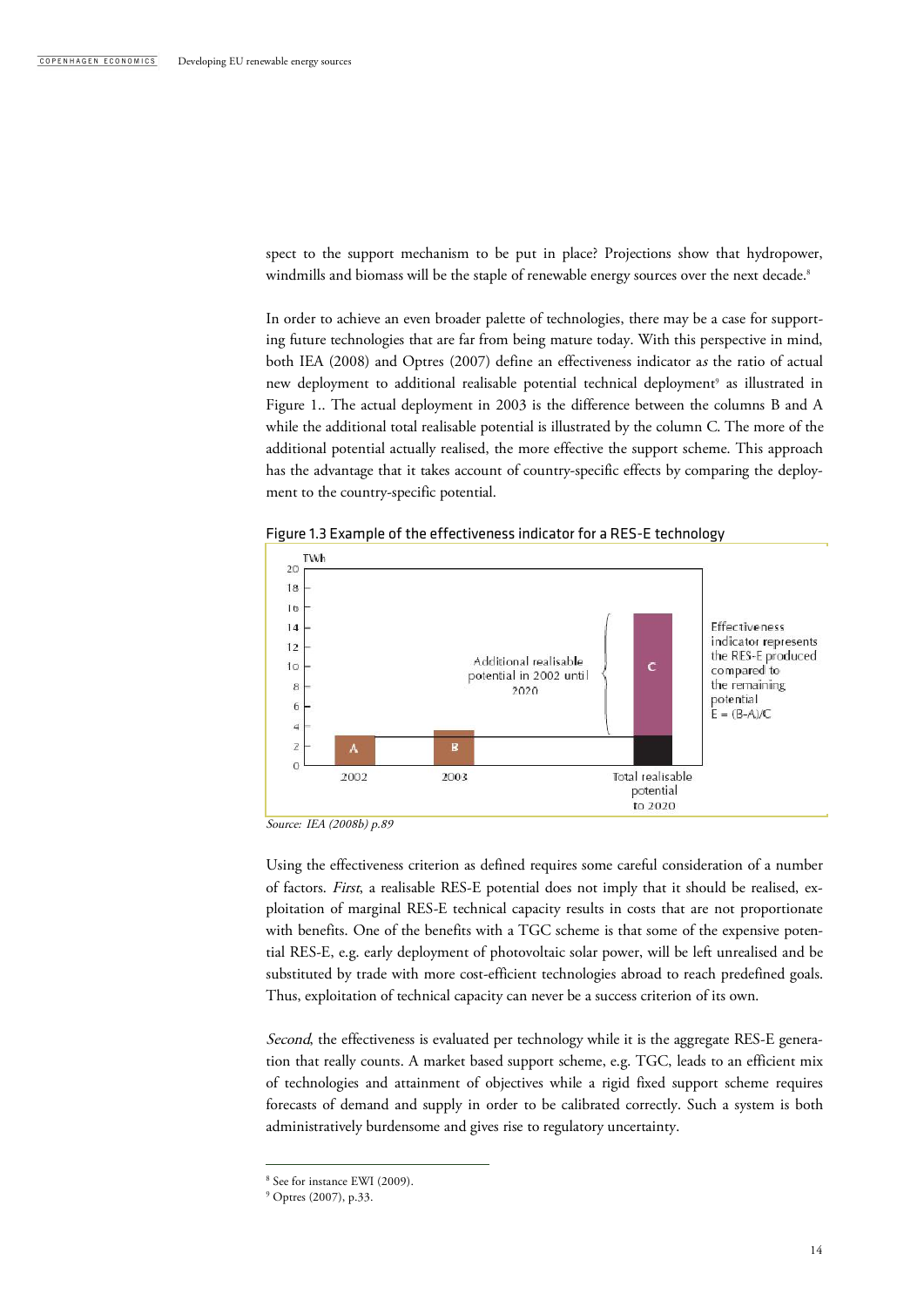spect to the support mechanism to be put in place? Projections show that hydropower, windmills and biomass will be the staple of renewable energy sources over the next decade.[8]

In order to achieve an even broader palette of technologies, there may be a case for supporting future technologies that are far from being mature today. With this perspective in mind, both IEA (2008) and Optres (2007) define an effectiveness indicator *as* the ratio of actual new deployment to additional realisable potential technical deployment[9] as illustrated in Figure 1.. The actual deployment in 2003 is the difference between the columns B and A while the additional total realisable potential is illustrated by the column C. The more of the additional potential actually realised, the more effective the support scheme. This approach has the advantage that it takes account of country-specific effects by comparing the deployment to the country-specific potential.

Figure 1.3 Example of the effectiveness indicator for a RES-E technology

Source: IEA (2008b) p.89

Using the effectiveness criterion as defined requires some careful consideration of a number of factors. *First*, a realisable RES-E potential does not imply that it should be realised, exploitation of marginal RES-E technical capacity results in costs that are not proportionate with benefits. One of the benefits with a TGC scheme is that some of the expensive potential RES-E, e.g. early deployment of photovoltaic solar power, will be left unrealised and be substituted by trade with more cost-efficient technologies abroad to reach predefined goals. Thus, exploitation of technical capacity can never be a success criterion of its own.

*Second*, the effectiveness is evaluated per technology while it is the aggregate RES-E generation that really counts. A market based support scheme, e.g. TGC, leads to an efficient mix of technologies and attainment of objectives while a rigid fixed support scheme requires forecasts of demand and supply in order to be calibrated correctly. Such a system is both administratively burdensome and gives rise to regulatory uncertainty.

---

[8] See for instance EWI (2009).

[9] Optres (2007), p.33.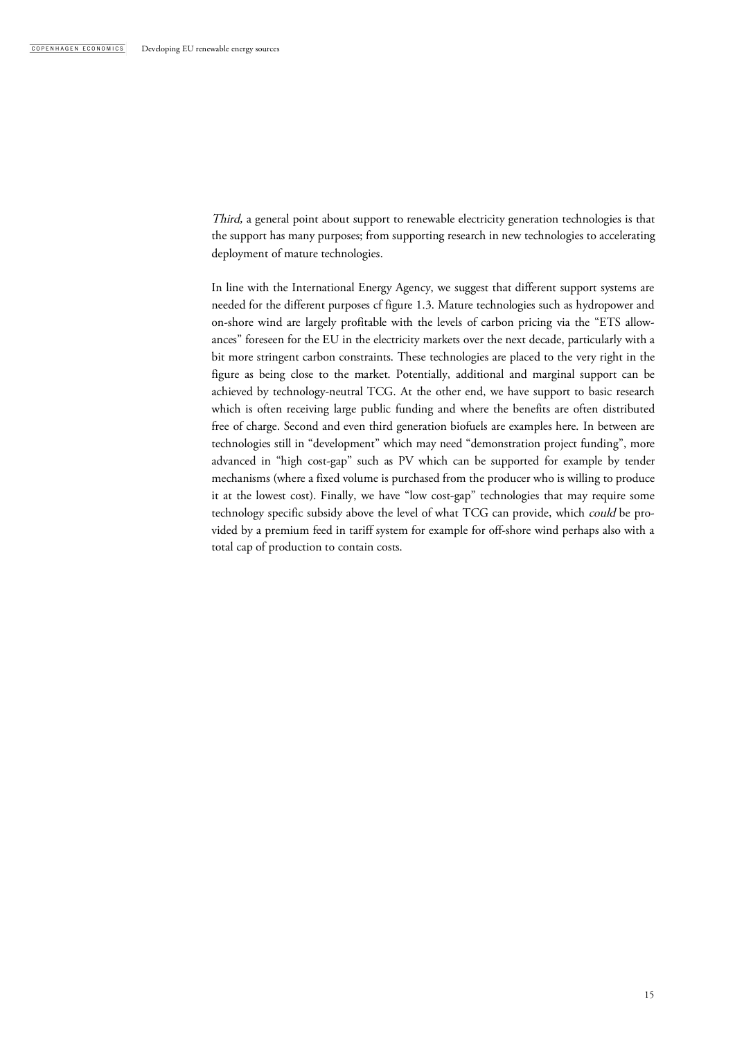*Third,* a general point about support to renewable electricity generation technologies is that the support has many purposes; from supporting research in new technologies to accelerating deployment of mature technologies.

In line with the International Energy Agency, we suggest that different support systems are needed for the different purposes cf figure 1.3. Mature technologies such as hydropower and on-shore wind are largely profitable with the levels of carbon pricing via the "ETS allowances" foreseen for the EU in the electricity markets over the next decade, particularly with a bit more stringent carbon constraints. These technologies are placed to the very right in the figure as being close to the market. Potentially, additional and marginal support can be achieved by technology-neutral TCG. At the other end, we have support to basic research which is often receiving large public funding and where the benefits are often distributed free of charge. Second and even third generation biofuels are examples here. In between are technologies still in "development" which may need "demonstration project funding", more advanced in "high cost-gap" such as PV which can be supported for example by tender mechanisms (where a fixed volume is purchased from the producer who is willing to produce it at the lowest cost). Finally, we have "low cost-gap" technologies that may require some technology specific subsidy above the level of what TCG can provide, which *could* be provided by a premium feed in tariff system for example for off-shore wind perhaps also with a total cap of production to contain costs.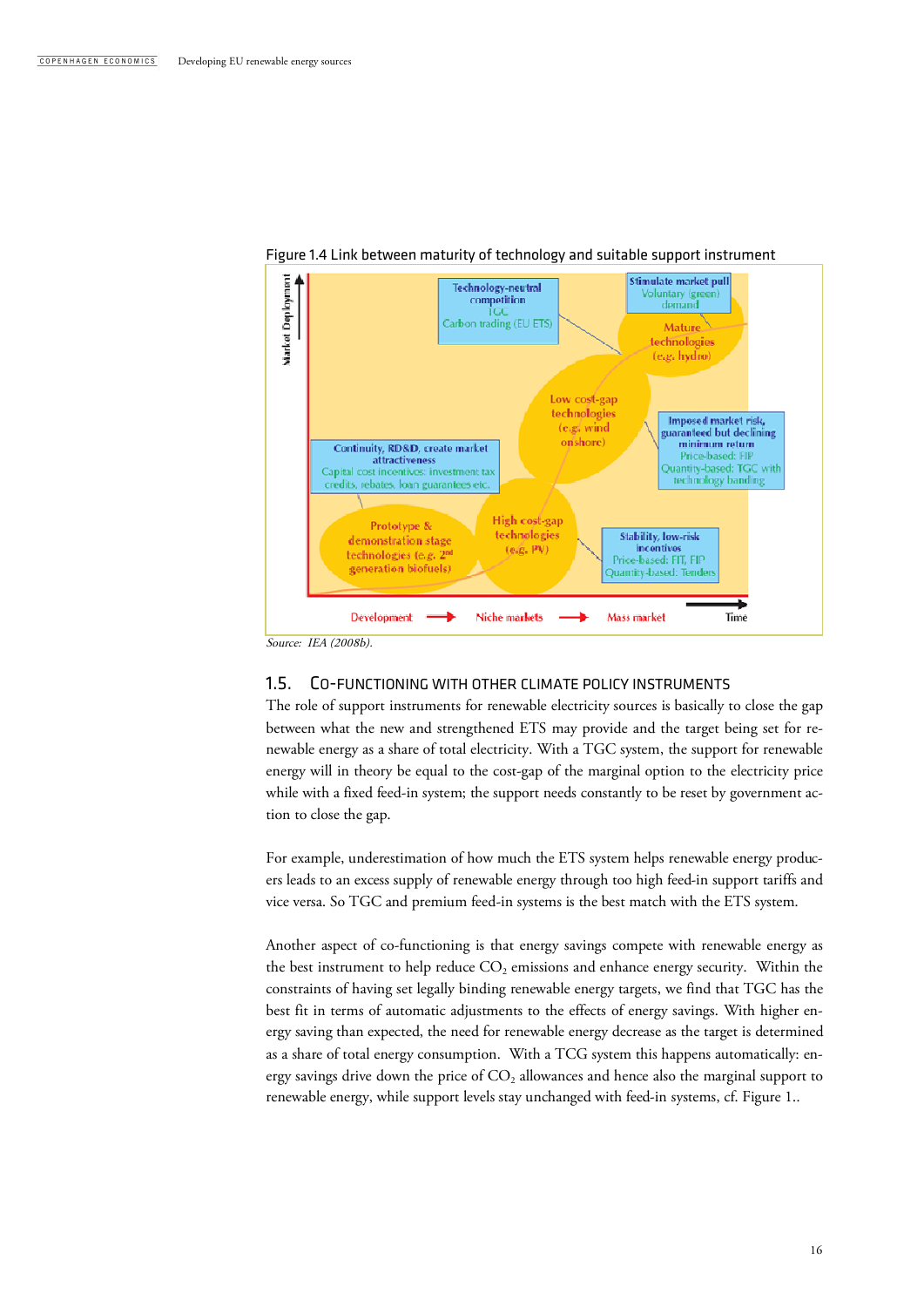Figure 1.4 Link between maturity of technology and suitable support instrument

*Source: IEA (2008b).*

## 1.5. CO-FUNCTIONING WITH OTHER CLIMATE POLICY INSTRUMENTS

The role of support instruments for renewable electricity sources is basically to close the gap between what the new and strengthened ETS may provide and the target being set for renewable energy as a share of total electricity. With a TGC system, the support for renewable energy will in theory be equal to the cost-gap of the marginal option to the electricity price while with a fixed feed-in system; the support needs constantly to be reset by government action to close the gap.

For example, underestimation of how much the ETS system helps renewable energy producers leads to an excess supply of renewable energy through too high feed-in support tariffs and vice versa. So TGC and premium feed-in systems is the best match with the ETS system.

Another aspect of co-functioning is that energy savings compete with renewable energy as the best instrument to help reduce $CO_2$ emissions and enhance energy security. Within the constraints of having set legally binding renewable energy targets, we find that TGC has the best fit in terms of automatic adjustments to the effects of energy savings. With higher energy saving than expected, the need for renewable energy decrease as the target is determined as a share of total energy consumption. With a TCG system this happens automatically: energy savings drive down the price of $CO_2$ allowances and hence also the marginal support to renewable energy, while support levels stay unchanged with feed-in systems, cf. Figure 1..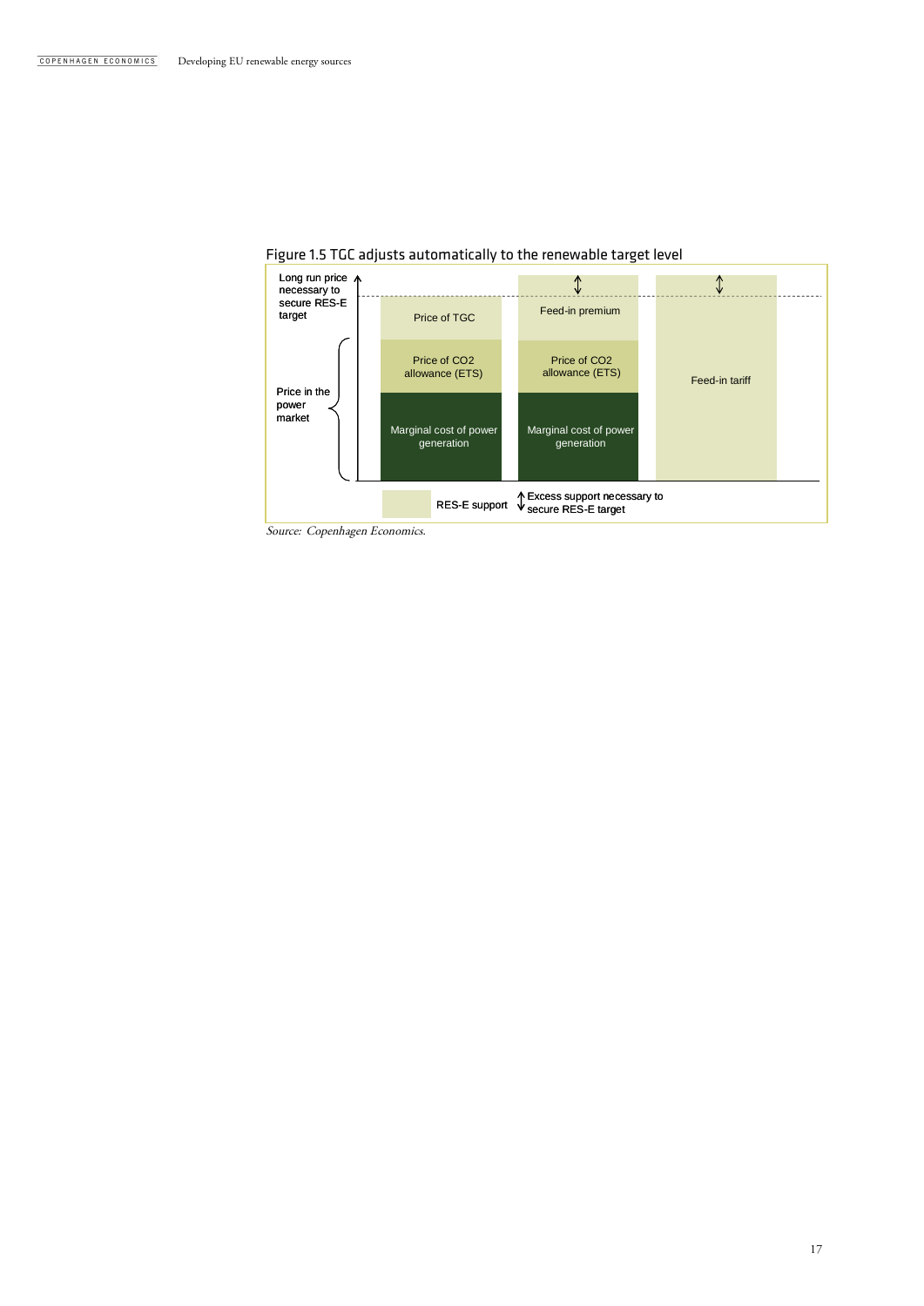Figure 1.5 TGC adjusts automatically to the renewable target level

Long run price necessary to secure RES-E target

Price in the power market

| Price of TGC | Feed-in premium | Feed-in tariff |
|---|---|---|
| Price of CO2 allowance (ETS) | Price of CO2 allowance (ETS) | |
| Marginal cost of power generation | Marginal cost of power generation | |

RES-E support ↕ Excess support necessary to secure RES-E target

*Source: Copenhagen Economics.*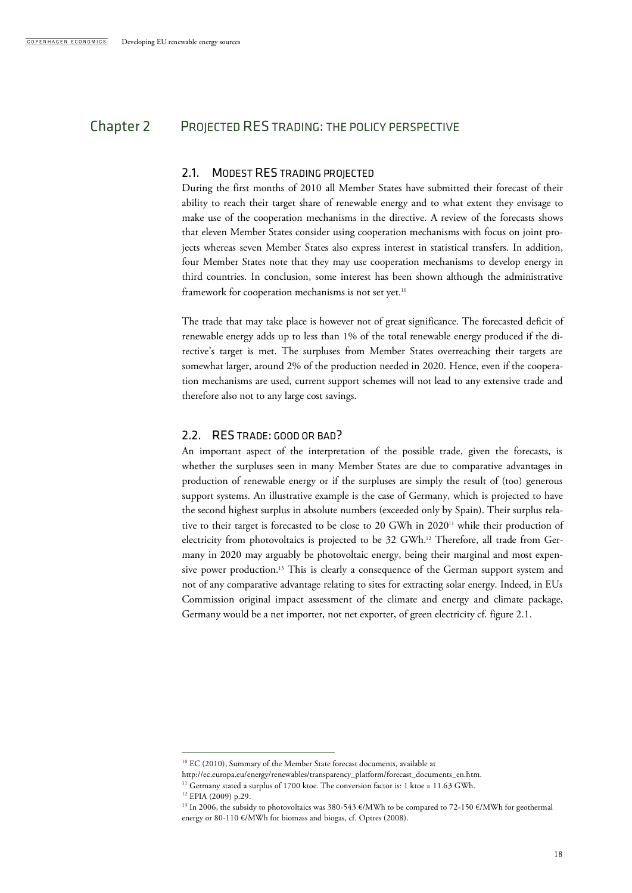# Chapter 2 Projected RES trading: the policy perspective

## 2.1. Modest RES trading projected

During the first months of 2010 all Member States have submitted their forecast of their ability to reach their target share of renewable energy and to what extent they envisage to make use of the cooperation mechanisms in the directive. A review of the forecasts shows that eleven Member States consider using cooperation mechanisms with focus on joint projects whereas seven Member States also express interest in statistical transfers. In addition, four Member States note that they may use cooperation mechanisms to develop energy in third countries. In conclusion, some interest has been shown although the administrative framework for cooperation mechanisms is not set yet.[10]

The trade that may take place is however not of great significance. The forecasted deficit of renewable energy adds up to less than 1% of the total renewable energy produced if the directive's target is met. The surpluses from Member States overreaching their targets are somewhat larger, around 2% of the production needed in 2020. Hence, even if the cooperation mechanisms are used, current support schemes will not lead to any extensive trade and therefore also not to any large cost savings.

## 2.2. RES trade: good or bad?

An important aspect of the interpretation of the possible trade, given the forecasts, is whether the surpluses seen in many Member States are due to comparative advantages in production of renewable energy or if the surpluses are simply the result of (too) generous support systems. An illustrative example is the case of Germany, which is projected to have the second highest surplus in absolute numbers (exceeded only by Spain). Their surplus relative to their target is forecasted to be close to 20 GWh in 2020[11] while their production of electricity from photovoltaics is projected to be 32 GWh.[12] Therefore, all trade from Germany in 2020 may arguably be photovoltaic energy, being their marginal and most expensive power production.[13] This is clearly a consequence of the German support system and not of any comparative advantage relating to sites for extracting solar energy. Indeed, in EUs Commission original impact assessment of the climate and energy and climate package, Germany would be a net importer, not net exporter, of green electricity cf. figure 2.1.

---

[10] EC (2010), Summary of the Member State forecast documents, available at http://ec.europa.eu/energy/renewables/transparency_platform/forecast_documents_en.htm.

[11] Germany stated a surplus of 1700 ktoe. The conversion factor is: 1 ktoe = 11.63 GWh.

[12] EPIA (2009) p.29.

[13] In 2006, the subsidy to photovoltaics was 380-543 €/MWh to be compared to 72-150 €/MWh for geothermal energy or 80-110 €/MWh for biomass and biogas, cf. Optres (2008).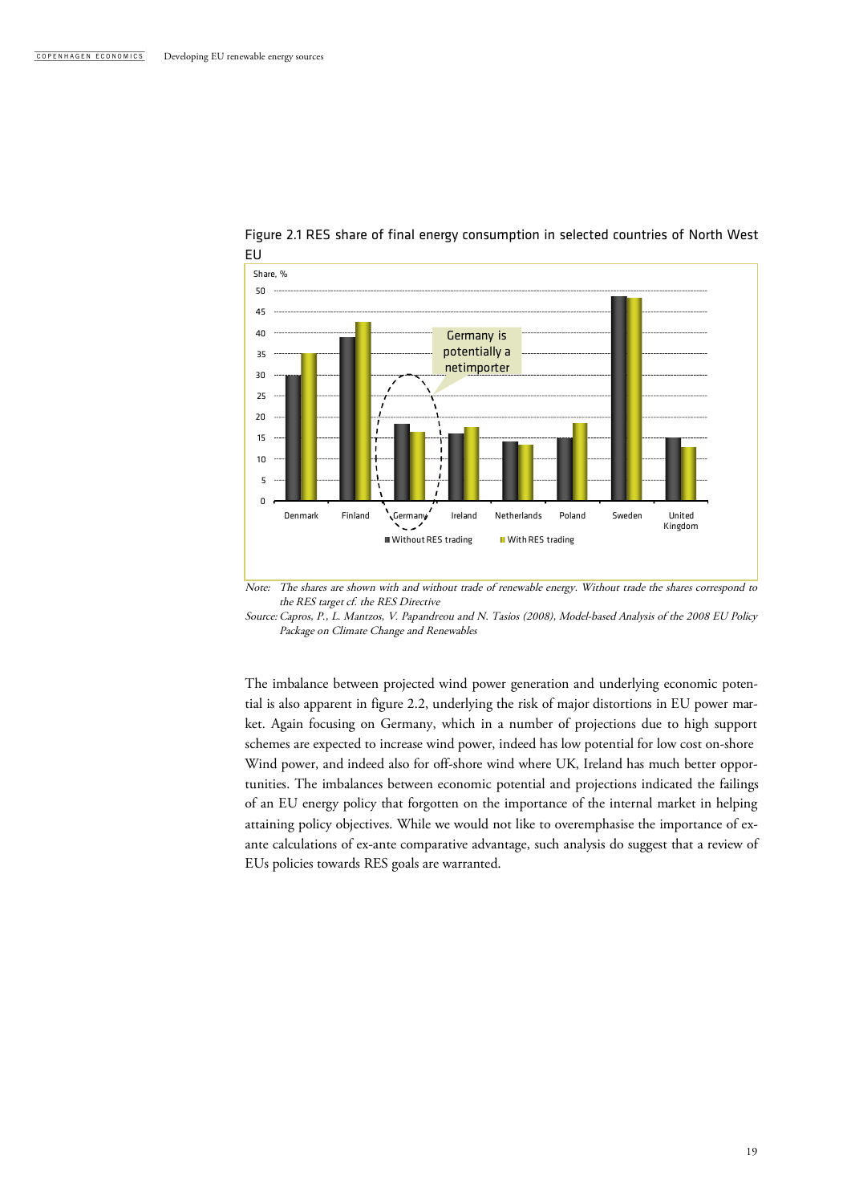Figure 2.1 RES share of final energy consumption in selected countries of North West EU

*Note: The shares are shown with and without trade of renewable energy. Without trade the shares correspond to the RES target cf. the RES Directive*

*Source: Capros, P., L. Mantzos, V. Papandreou and N. Tasios (2008), Model-based Analysis of the 2008 EU Policy Package on Climate Change and Renewables*

The imbalance between projected wind power generation and underlying economic potential is also apparent in figure 2.2, underlying the risk of major distortions in EU power market. Again focusing on Germany, which in a number of projections due to high support schemes are expected to increase wind power, indeed has low potential for low cost on-shore Wind power, and indeed also for off-shore wind where UK, Ireland has much better opportunities. The imbalances between economic potential and projections indicated the failings of an EU energy policy that forgotten on the importance of the internal market in helping attaining policy objectives. While we would not like to overemphasise the importance of ex-ante calculations of ex-ante comparative advantage, such analysis do suggest that a review of EUs policies towards RES goals are warranted.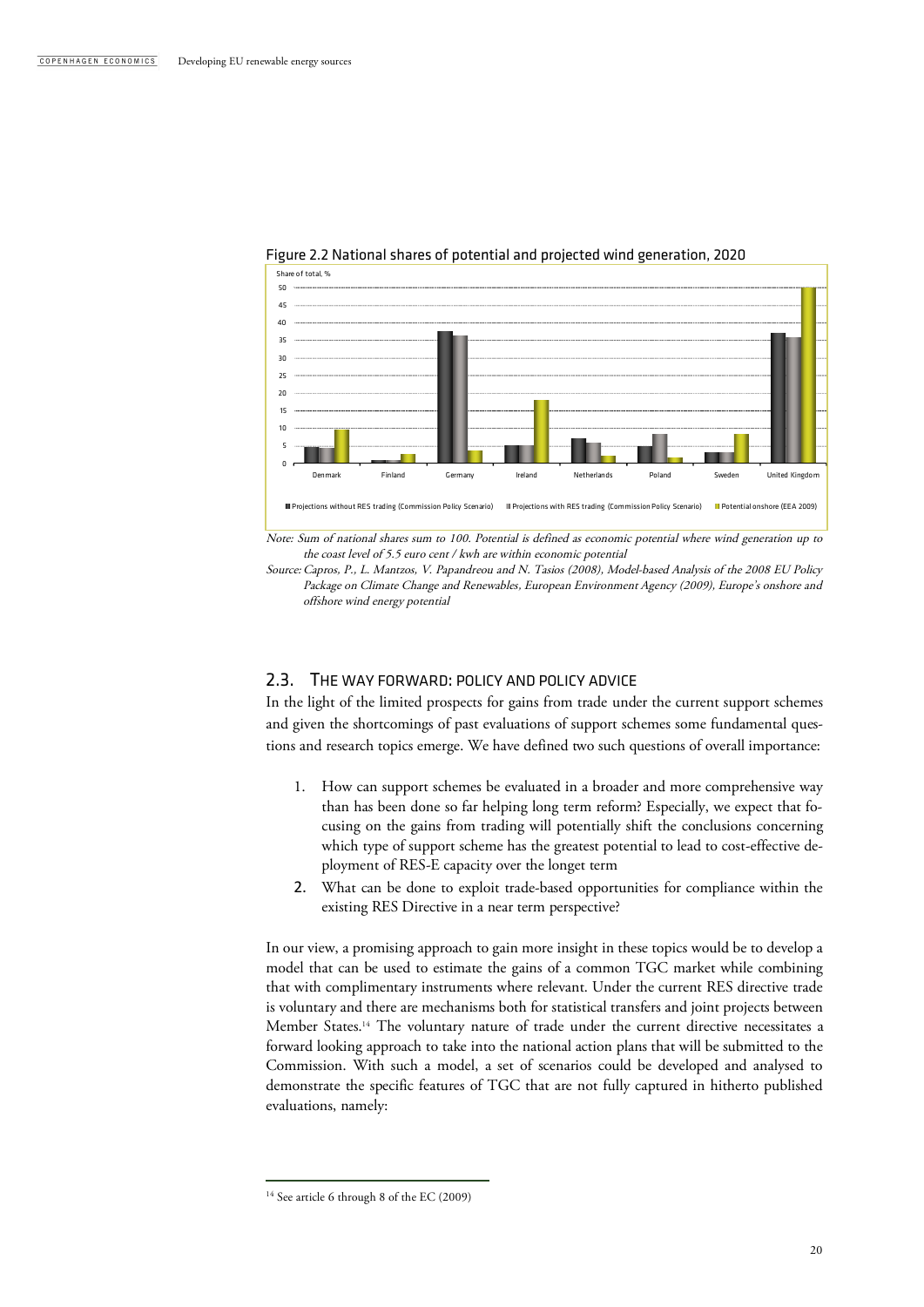Figure 2.2 National shares of potential and projected wind generation, 2020

*Note: Sum of national shares sum to 100. Potential is defined as economic potential where wind generation up to the coast level of 5.5 euro cent / kwh are within economic potential*

*Source: Capros, P., L. Mantzos, V. Papandreou and N. Tasios (2008), Model-based Analysis of the 2008 EU Policy Package on Climate Change and Renewables, European Environment Agency (2009), Europe's onshore and offshore wind energy potential*

## 2.3. THE WAY FORWARD: POLICY AND POLICY ADVICE

In the light of the limited prospects for gains from trade under the current support schemes and given the shortcomings of past evaluations of support schemes some fundamental questions and research topics emerge. We have defined two such questions of overall importance:

1. How can support schemes be evaluated in a broader and more comprehensive way than has been done so far helping long term reform? Especially, we expect that focusing on the gains from trading will potentially shift the conclusions concerning which type of support scheme has the greatest potential to lead to cost-effective deployment of RES-E capacity over the longet term
2. What can be done to exploit trade-based opportunities for compliance within the existing RES Directive in a near term perspective?

In our view, a promising approach to gain more insight in these topics would be to develop a model that can be used to estimate the gains of a common TGC market while combining that with complimentary instruments where relevant. Under the current RES directive trade is voluntary and there are mechanisms both for statistical transfers and joint projects between Member States.[14] The voluntary nature of trade under the current directive necessitates a forward looking approach to take into the national action plans that will be submitted to the Commission. With such a model, a set of scenarios could be developed and analysed to demonstrate the specific features of TGC that are not fully captured in hitherto published evaluations, namely:

[14] See article 6 through 8 of the EC (2009)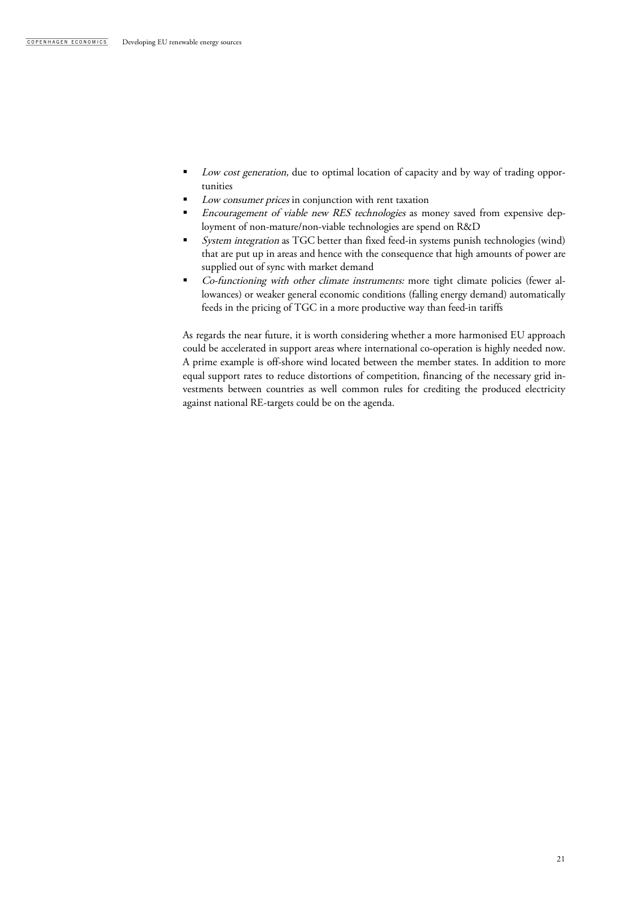- *Low cost generation,* due to optimal location of capacity and by way of trading opportunities
- *Low consumer prices* in conjunction with rent taxation
- *Encouragement of viable new RES technologies* as money saved from expensive deployment of non-mature/non-viable technologies are spend on R&D
- *System integration* as TGC better than fixed feed-in systems punish technologies (wind) that are put up in areas and hence with the consequence that high amounts of power are supplied out of sync with market demand
- *Co-functioning with other climate instruments:* more tight climate policies (fewer allowances) or weaker general economic conditions (falling energy demand) automatically feeds in the pricing of TGC in a more productive way than feed-in tariffs

As regards the near future, it is worth considering whether a more harmonised EU approach could be accelerated in support areas where international co-operation is highly needed now. A prime example is off-shore wind located between the member states. In addition to more equal support rates to reduce distortions of competition, financing of the necessary grid investments between countries as well common rules for crediting the produced electricity against national RE-targets could be on the agenda.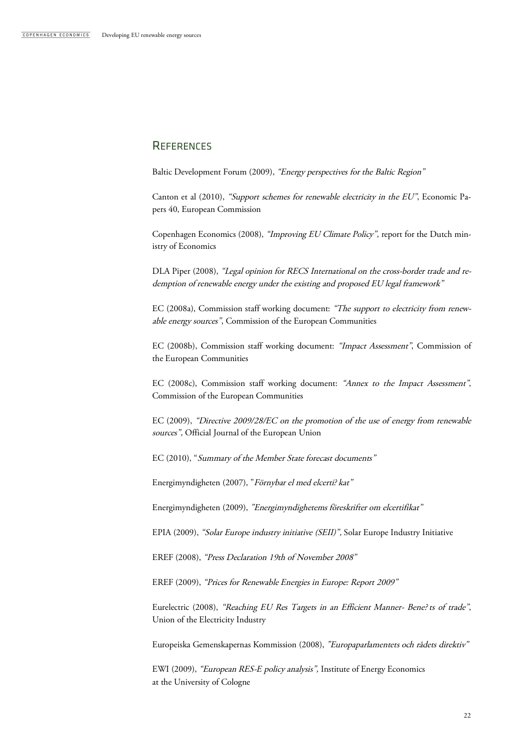## References

Baltic Development Forum (2009), *"Energy perspectives for the Baltic Region"*

Canton et al (2010), *"Support schemes for renewable electricity in the EU"*, Economic Papers 40, European Commission

Copenhagen Economics (2008), *"Improving EU Climate Policy"*, report for the Dutch ministry of Economics

DLA Piper (2008), *"Legal opinion for RECS International on the cross-border trade and redemption of renewable energy under the existing and proposed EU legal framework"*

EC (2008a), Commission staff working document: *"The support to electricity from renewable energy sources"*, Commission of the European Communities

EC (2008b), Commission staff working document: *"Impact Assessment"*, Commission of the European Communities

EC (2008c), Commission staff working document: *"Annex to the Impact Assessment"*, Commission of the European Communities

EC (2009), *"Directive 2009/28/EC on the promotion of the use of energy from renewable sources",* Official Journal of the European Union

EC (2010), "*Summary of the Member State forecast documents"*

Energimyndigheten (2007), "*Förnybar el med elcerti? kat"*

Energimyndigheten (2009), *"Energimyndighetems föreskrifter om elcertifikat"*

EPIA (2009), *"Solar Europe industry initiative (SEII)",* Solar Europe Industry Initiative

EREF (2008), *"Press Declaration 19th of November 2008"*

EREF (2009), *"Prices for Renewable Energies in Europe: Report 2009"*

Eurelectric (2008), *"Reaching EU Res Targets in an Efficient Manner- Bene? ts of trade"*, Union of the Electricity Industry

Europeiska Gemenskapernas Kommission (2008), *"Europaparlamentets och rådets direktiv"*

EWI (2009), *"European RES-E policy analysis",* Institute of Energy Economics at the University of Cologne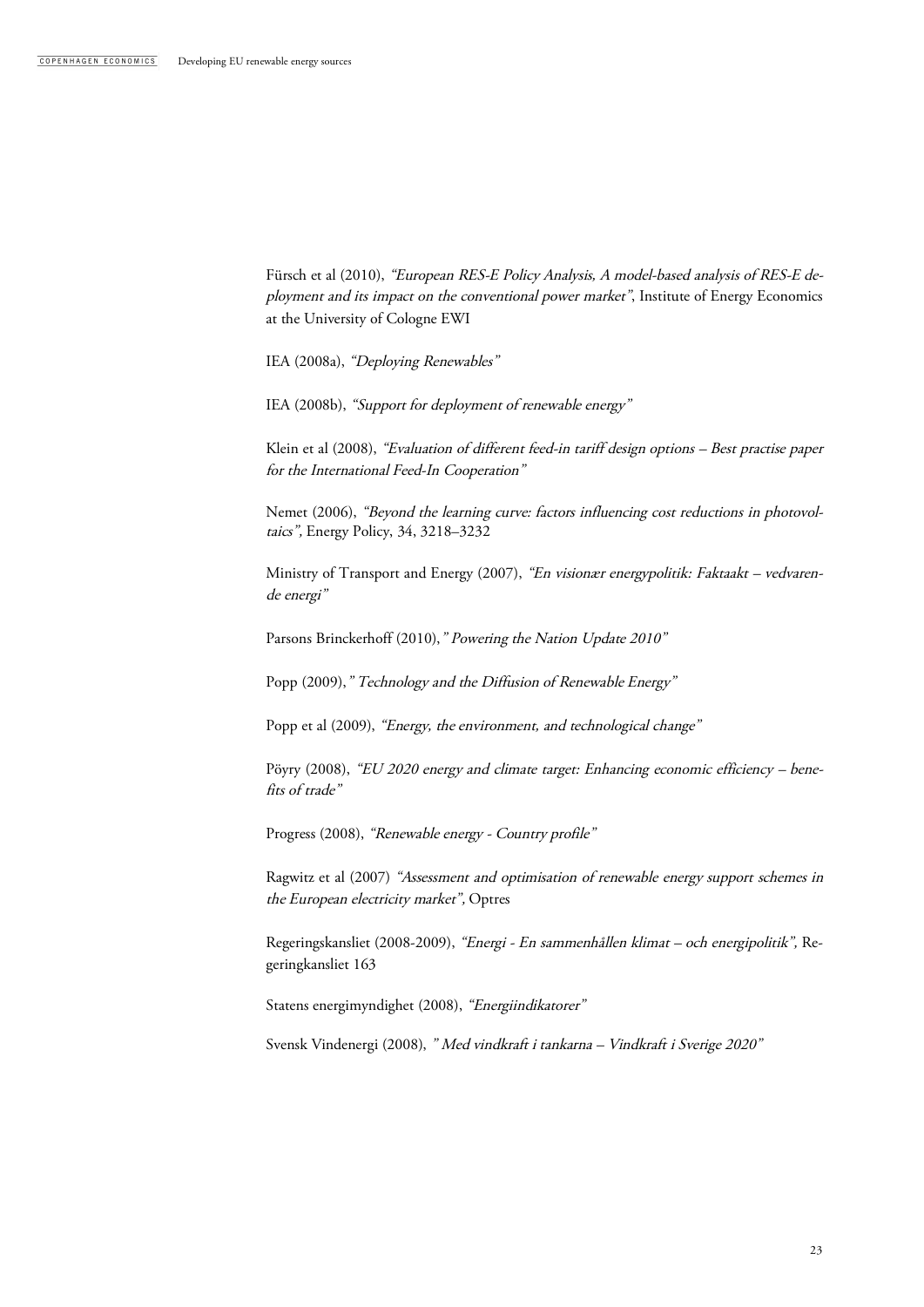Fürsch et al (2010), *"European RES-E Policy Analysis, A model-based analysis of RES-E deployment and its impact on the conventional power market"*, Institute of Energy Economics at the University of Cologne EWI

IEA (2008a), *"Deploying Renewables"*

IEA (2008b), *"Support for deployment of renewable energy"*

Klein et al (2008), *"Evaluation of different feed-in tariff design options – Best practise paper for the International Feed-In Cooperation"*

Nemet (2006), *"Beyond the learning curve: factors influencing cost reductions in photovoltaics",* Energy Policy, 34, 3218–3232

Ministry of Transport and Energy (2007), *"En visionær energypolitik: Faktaakt – vedvarende energi"*

Parsons Brinckerhoff (2010),*" Powering the Nation Update 2010"*

Popp (2009),*" Technology and the Diffusion of Renewable Energy"*

Popp et al (2009), *"Energy, the environment, and technological change"*

Pöyry (2008), *"EU 2020 energy and climate target: Enhancing economic efficiency – benefits of trade"*

Progress (2008), *"Renewable energy - Country profile"*

Ragwitz et al (2007) *"Assessment and optimisation of renewable energy support schemes in the European electricity market",* Optres

Regeringskansliet (2008-2009), *"Energi - En sammenhållen klimat – och energipolitik",* Regeringkansliet 163

Statens energimyndighet (2008), *"Energiindikatorer"*

Svensk Vindenergi (2008), *" Med vindkraft i tankarna – Vindkraft i Sverige 2020"*